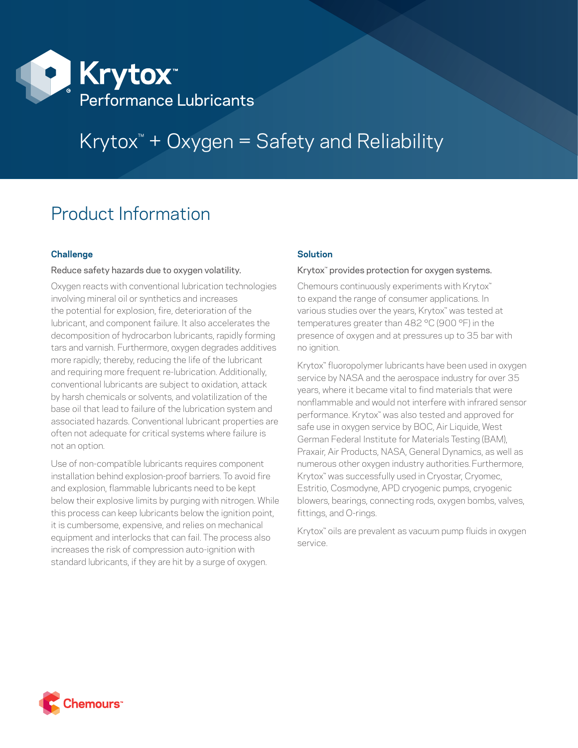# Krytox™ Performance Lubricants

## Krytox™ + Oxygen = Safety and Reliability

## Product Information

### Challenge

Reduce safety hazards due to oxygen volatility.

Oxygen reacts with conventional lubrication technologies involving mineral oil or synthetics and increases the potential for explosion, fire, deterioration of the lubricant, and component failure. It also accelerates the decomposition of hydrocarbon lubricants, rapidly forming tars and varnish. Furthermore, oxygen degrades additives more rapidly; thereby, reducing the life of the lubricant and requiring more frequent re-lubrication. Additionally, conventional lubricants are subject to oxidation, attack by harsh chemicals or solvents, and volatilization of the base oil that lead to failure of the lubrication system and associated hazards. Conventional lubricant properties are often not adequate for critical systems where failure is not an option.

Use of non-compatible lubricants requires component installation behind explosion-proof barriers. To avoid fire and explosion, flammable lubricants need to be kept below their explosive limits by purging with nitrogen. While this process can keep lubricants below the ignition point, it is cumbersome, expensive, and relies on mechanical equipment and interlocks that can fail. The process also increases the risk of compression auto-ignition with standard lubricants, if they are hit by a surge of oxygen.

### Solution

Krytox™ provides protection for oxygen systems.

Chemours continuously experiments with Krytox™ to expand the range of consumer applications. In various studies over the years, Krytox™ was tested at temperatures greater than 482 °C (900 °F) in the presence of oxygen and at pressures up to 35 bar with no ignition.

Krytox™ fluoropolymer lubricants have been used in oxygen service by NASA and the aerospace industry for over 35 years, where it became vital to find materials that were nonflammable and would not interfere with infrared sensor performance. Krytox™ was also tested and approved for safe use in oxygen service by BOC, Air Liquide, West German Federal Institute for Materials Testing (BAM), Praxair, Air Products, NASA, General Dynamics, as well as numerous other oxygen industry authorities. Furthermore, Krytox™ was successfully used in Cryostar, Cryomec, Estritio, Cosmodyne, APD cryogenic pumps, cryogenic blowers, bearings, connecting rods, oxygen bombs, valves, fittings, and O-rings.

Krytox™ oils are prevalent as vacuum pump fluids in oxygen service.

Chemours™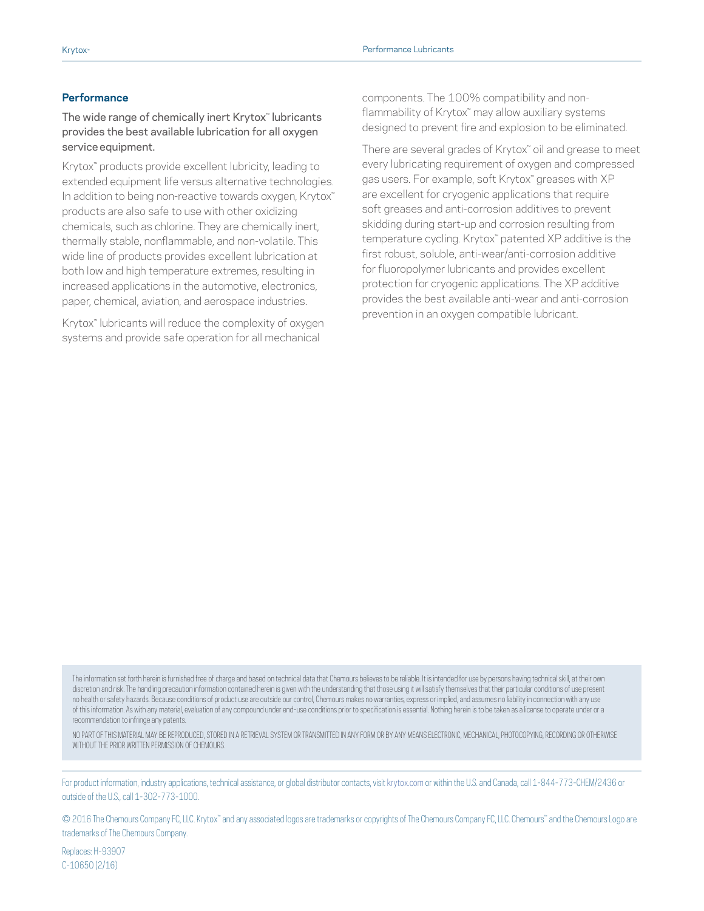## Performance

The wide range of chemically inert Krytox™ lubricants provides the best available lubrication for all oxygen service equipment.

Krytox™ products provide excellent lubricity, leading to extended equipment life versus alternative technologies. In addition to being non-reactive towards oxygen, Krytox™ products are also safe to use with other oxidizing chemicals, such as chlorine. They are chemically inert, thermally stable, nonflammable, and non-volatile. This wide line of products provides excellent lubrication at both low and high temperature extremes, resulting in increased applications in the automotive, electronics, paper, chemical, aviation, and aerospace industries.

Krytox™ lubricants will reduce the complexity of oxygen systems and provide safe operation for all mechanical components. The 100% compatibility and non-flammability of Krytox™ may allow auxiliary systems designed to prevent fire and explosion to be eliminated.

There are several grades of Krytox™ oil and grease to meet every lubricating requirement of oxygen and compressed gas users. For example, soft Krytox™ greases with XP are excellent for cryogenic applications that require soft greases and anti-corrosion additives to prevent skidding during start-up and corrosion resulting from temperature cycling. Krytox™ patented XP additive is the first robust, soluble, anti-wear/anti-corrosion additive for fluoropolymer lubricants and provides excellent protection for cryogenic applications. The XP additive provides the best available anti-wear and anti-corrosion prevention in an oxygen compatible lubricant.

The information set forth herein is furnished free of charge and based on technical data that Chemours believes to be reliable. It is intended for use by persons having technical skill, at their own discretion and risk. The handling precaution information contained herein is given with the understanding that those using it will satisfy themselves that their particular conditions of use present no health or safety hazards. Because conditions of product use are outside our control, Chemours makes no warranties, express or implied, and assumes no liability in connection with any use of this information. As with any material, evaluation of any compound under end-use conditions prior to specification is essential. Nothing herein is to be taken as a license to operate under or a recommendation to infringe any patents.

NO PART OF THIS MATERIAL MAY BE REPRODUCED, STORED IN A RETRIEVAL SYSTEM OR TRANSMITTED IN ANY FORM OR BY ANY MEANS ELECTRONIC, MECHANICAL, PHOTOCOPYING, RECORDING OR OTHERWISE WITHOUT THE PRIOR WRITTEN PERMISSION OF CHEMOURS.

For product information, industry applications, technical assistance, or global distributor contacts, visit krytox.com or within the U.S. and Canada, call 1-844-773-CHEM/2436 or outside of the U.S., call 1-302-773-1000.

© 2016 The Chemours Company FC, LLC. Krytox™ and any associated logos are trademarks or copyrights of The Chemours Company FC, LLC. Chemours™ and the Chemours Logo are trademarks of The Chemours Company.

Replaces: H-93907
C-10650 (2/16)